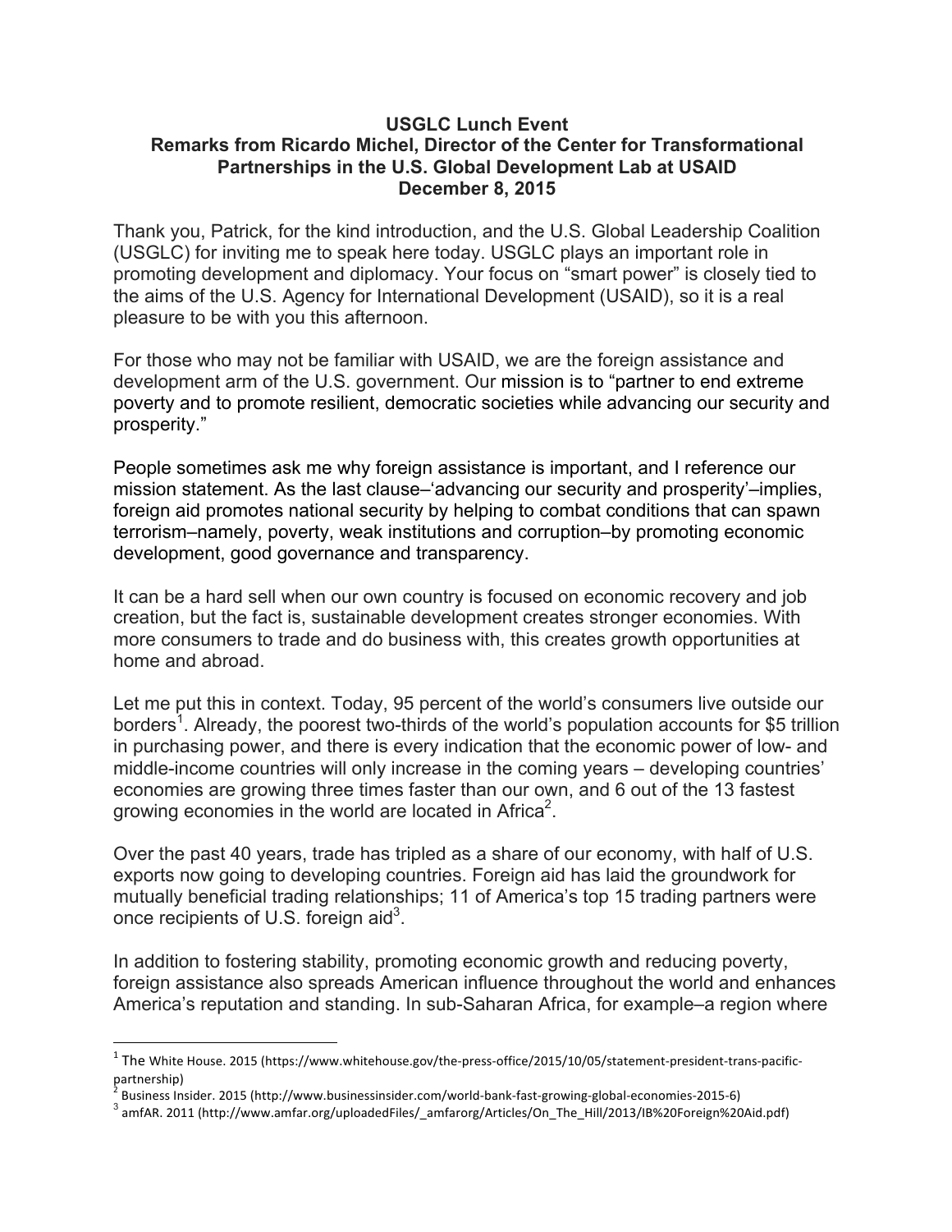**USGLC Lunch Event**
**Remarks from Ricardo Michel, Director of the Center for Transformational Partnerships in the U.S. Global Development Lab at USAID**
**December 8, 2015**

Thank you, Patrick, for the kind introduction, and the U.S. Global Leadership Coalition (USGLC) for inviting me to speak here today. USGLC plays an important role in promoting development and diplomacy. Your focus on "smart power" is closely tied to the aims of the U.S. Agency for International Development (USAID), so it is a real pleasure to be with you this afternoon.

For those who may not be familiar with USAID, we are the foreign assistance and development arm of the U.S. government. Our mission is to "partner to end extreme poverty and to promote resilient, democratic societies while advancing our security and prosperity."

People sometimes ask me why foreign assistance is important, and I reference our mission statement. As the last clause–'advancing our security and prosperity'–implies, foreign aid promotes national security by helping to combat conditions that can spawn terrorism–namely, poverty, weak institutions and corruption–by promoting economic development, good governance and transparency.

It can be a hard sell when our own country is focused on economic recovery and job creation, but the fact is, sustainable development creates stronger economies. With more consumers to trade and do business with, this creates growth opportunities at home and abroad.

Let me put this in context. Today, 95 percent of the world's consumers live outside our borders[1]. Already, the poorest two-thirds of the world's population accounts for $5 trillion in purchasing power, and there is every indication that the economic power of low- and middle-income countries will only increase in the coming years – developing countries' economies are growing three times faster than our own, and 6 out of the 13 fastest growing economies in the world are located in Africa[2].

Over the past 40 years, trade has tripled as a share of our economy, with half of U.S. exports now going to developing countries. Foreign aid has laid the groundwork for mutually beneficial trading relationships; 11 of America's top 15 trading partners were once recipients of U.S. foreign aid[3].

In addition to fostering stability, promoting economic growth and reducing poverty, foreign assistance also spreads American influence throughout the world and enhances America's reputation and standing. In sub-Saharan Africa, for example–a region where

---

[1] The White House. 2015 (https://www.whitehouse.gov/the-press-office/2015/10/05/statement-president-trans-pacific-partnership)

[2] Business Insider. 2015 (http://www.businessinsider.com/world-bank-fast-growing-global-economies-2015-6)

[3] amfAR. 2011 (http://www.amfar.org/uploadedFiles/_amfarorg/Articles/On_The_Hill/2013/IB%20Foreign%20Aid.pdf)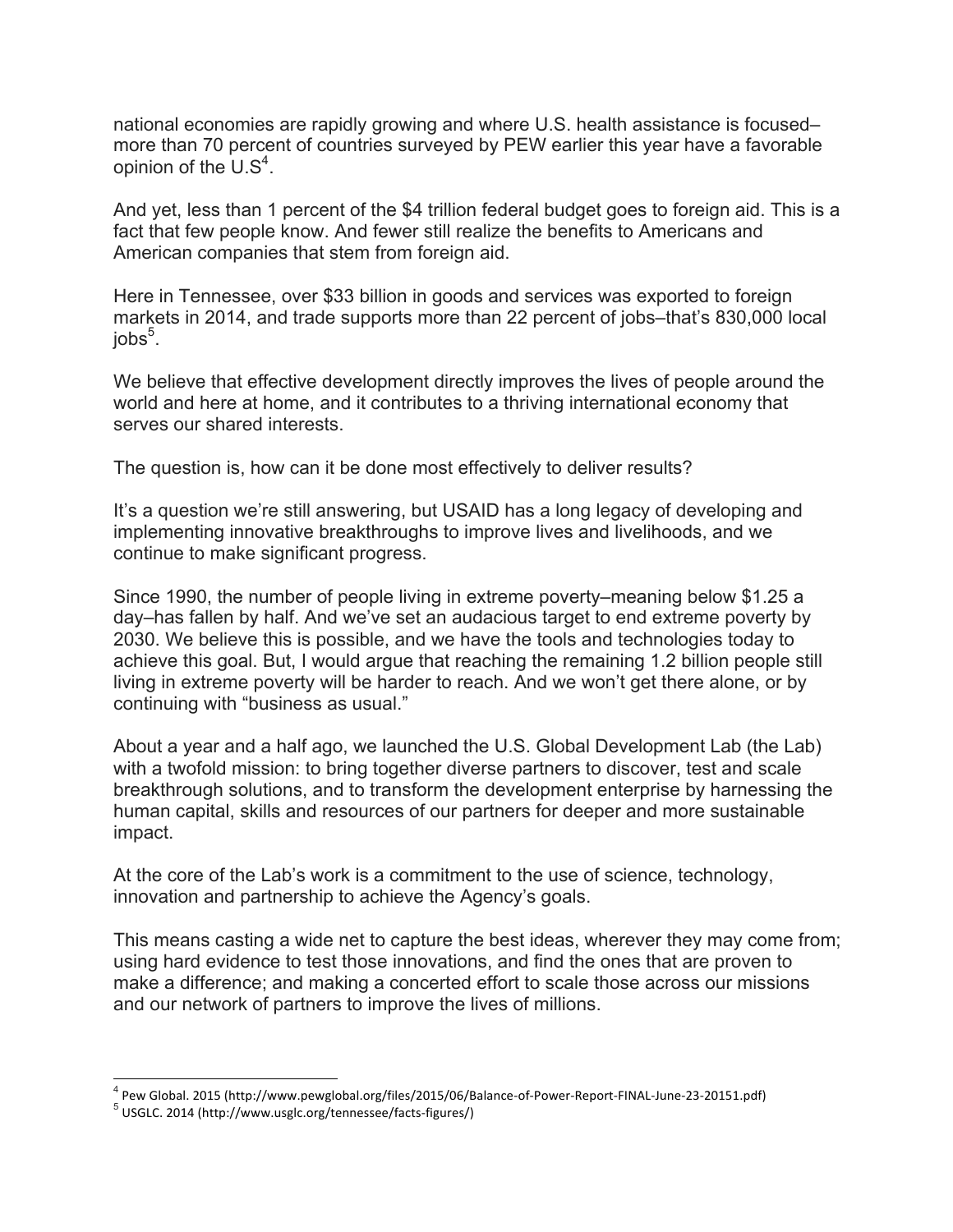national economies are rapidly growing and where U.S. health assistance is focused–more than 70 percent of countries surveyed by PEW earlier this year have a favorable opinion of the U.S[4].

And yet, less than 1 percent of the $4 trillion federal budget goes to foreign aid. This is a fact that few people know. And fewer still realize the benefits to Americans and American companies that stem from foreign aid.

Here in Tennessee, over $33 billion in goods and services was exported to foreign markets in 2014, and trade supports more than 22 percent of jobs–that's 830,000 local jobs[5].

We believe that effective development directly improves the lives of people around the world and here at home, and it contributes to a thriving international economy that serves our shared interests.

The question is, how can it be done most effectively to deliver results?

It's a question we're still answering, but USAID has a long legacy of developing and implementing innovative breakthroughs to improve lives and livelihoods, and we continue to make significant progress.

Since 1990, the number of people living in extreme poverty–meaning below $1.25 a day–has fallen by half. And we've set an audacious target to end extreme poverty by 2030. We believe this is possible, and we have the tools and technologies today to achieve this goal. But, I would argue that reaching the remaining 1.2 billion people still living in extreme poverty will be harder to reach. And we won't get there alone, or by continuing with "business as usual."

About a year and a half ago, we launched the U.S. Global Development Lab (the Lab) with a twofold mission: to bring together diverse partners to discover, test and scale breakthrough solutions, and to transform the development enterprise by harnessing the human capital, skills and resources of our partners for deeper and more sustainable impact.

At the core of the Lab's work is a commitment to the use of science, technology, innovation and partnership to achieve the Agency's goals.

This means casting a wide net to capture the best ideas, wherever they may come from; using hard evidence to test those innovations, and find the ones that are proven to make a difference; and making a concerted effort to scale those across our missions and our network of partners to improve the lives of millions.

---

[4] Pew Global. 2015 (http://www.pewglobal.org/files/2015/06/Balance-of-Power-Report-FINAL-June-23-20151.pdf)

[5] USGLC. 2014 (http://www.usglc.org/tennessee/facts-figures/)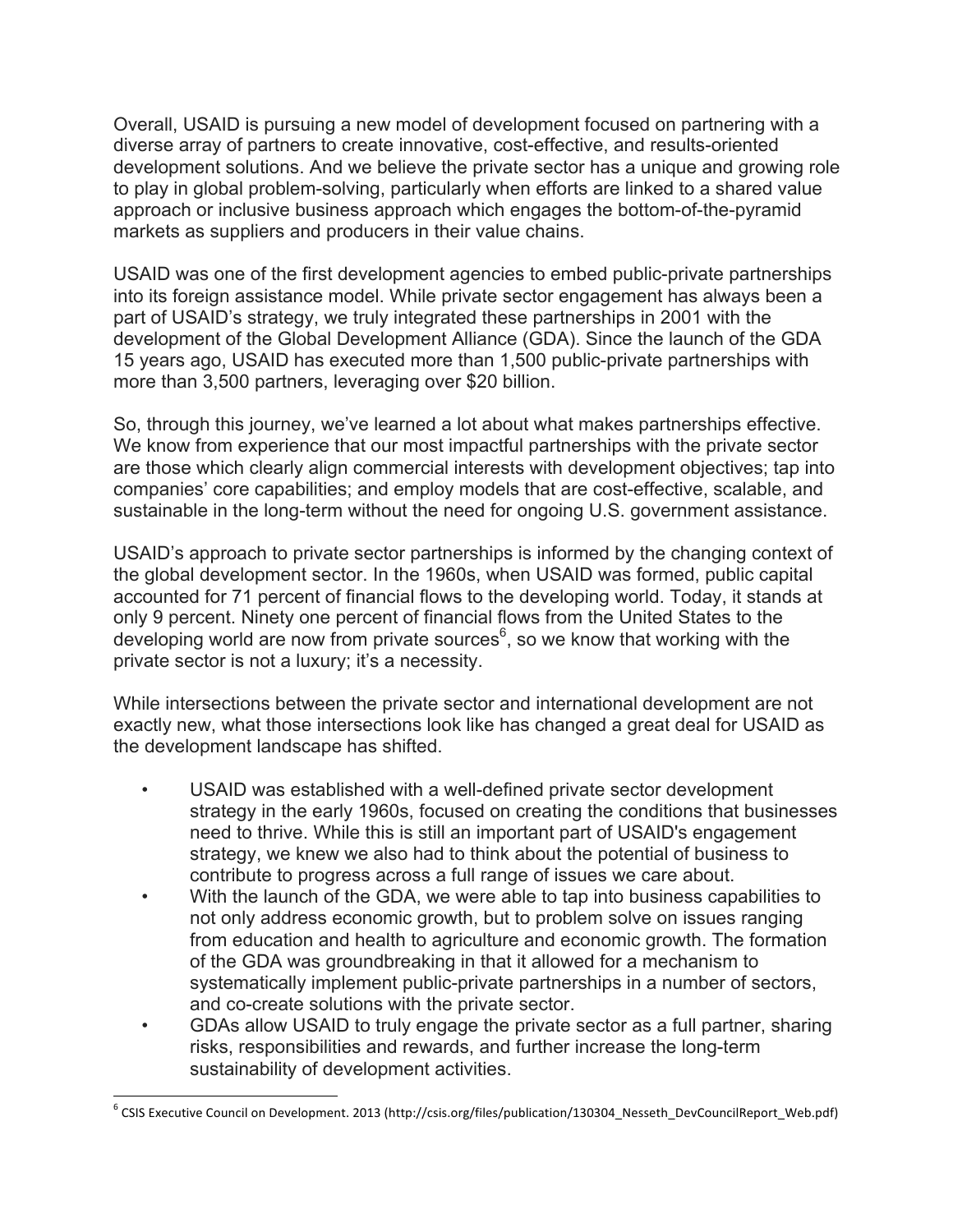Overall, USAID is pursuing a new model of development focused on partnering with a diverse array of partners to create innovative, cost-effective, and results-oriented development solutions. And we believe the private sector has a unique and growing role to play in global problem-solving, particularly when efforts are linked to a shared value approach or inclusive business approach which engages the bottom-of-the-pyramid markets as suppliers and producers in their value chains.

USAID was one of the first development agencies to embed public-private partnerships into its foreign assistance model. While private sector engagement has always been a part of USAID's strategy, we truly integrated these partnerships in 2001 with the development of the Global Development Alliance (GDA). Since the launch of the GDA 15 years ago, USAID has executed more than 1,500 public-private partnerships with more than 3,500 partners, leveraging over $20 billion.

So, through this journey, we've learned a lot about what makes partnerships effective. We know from experience that our most impactful partnerships with the private sector are those which clearly align commercial interests with development objectives; tap into companies' core capabilities; and employ models that are cost-effective, scalable, and sustainable in the long-term without the need for ongoing U.S. government assistance.

USAID's approach to private sector partnerships is informed by the changing context of the global development sector. In the 1960s, when USAID was formed, public capital accounted for 71 percent of financial flows to the developing world. Today, it stands at only 9 percent. Ninety one percent of financial flows from the United States to the developing world are now from private sources[6], so we know that working with the private sector is not a luxury; it's a necessity.

While intersections between the private sector and international development are not exactly new, what those intersections look like has changed a great deal for USAID as the development landscape has shifted.

- USAID was established with a well-defined private sector development strategy in the early 1960s, focused on creating the conditions that businesses need to thrive. While this is still an important part of USAID's engagement strategy, we knew we also had to think about the potential of business to contribute to progress across a full range of issues we care about.
- With the launch of the GDA, we were able to tap into business capabilities to not only address economic growth, but to problem solve on issues ranging from education and health to agriculture and economic growth. The formation of the GDA was groundbreaking in that it allowed for a mechanism to systematically implement public-private partnerships in a number of sectors, and co-create solutions with the private sector.
- GDAs allow USAID to truly engage the private sector as a full partner, sharing risks, responsibilities and rewards, and further increase the long-term sustainability of development activities.

---

[6] CSIS Executive Council on Development. 2013 (http://csis.org/files/publication/130304_Nesseth_DevCouncilReport_Web.pdf)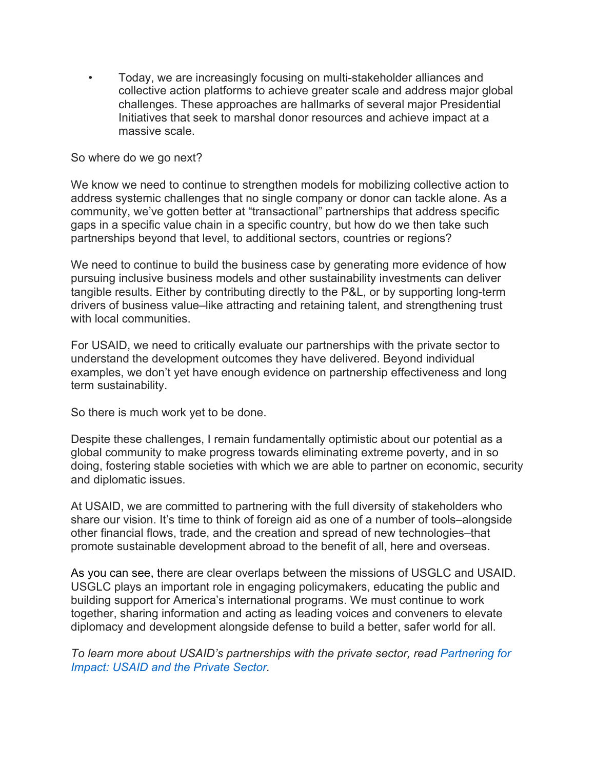- Today, we are increasingly focusing on multi-stakeholder alliances and collective action platforms to achieve greater scale and address major global challenges. These approaches are hallmarks of several major Presidential Initiatives that seek to marshal donor resources and achieve impact at a massive scale.

So where do we go next?

We know we need to continue to strengthen models for mobilizing collective action to address systemic challenges that no single company or donor can tackle alone. As a community, we've gotten better at "transactional" partnerships that address specific gaps in a specific value chain in a specific country, but how do we then take such partnerships beyond that level, to additional sectors, countries or regions?

We need to continue to build the business case by generating more evidence of how pursuing inclusive business models and other sustainability investments can deliver tangible results. Either by contributing directly to the P&L, or by supporting long-term drivers of business value–like attracting and retaining talent, and strengthening trust with local communities.

For USAID, we need to critically evaluate our partnerships with the private sector to understand the development outcomes they have delivered. Beyond individual examples, we don't yet have enough evidence on partnership effectiveness and long term sustainability.

So there is much work yet to be done.

Despite these challenges, I remain fundamentally optimistic about our potential as a global community to make progress towards eliminating extreme poverty, and in so doing, fostering stable societies with which we are able to partner on economic, security and diplomatic issues.

At USAID, we are committed to partnering with the full diversity of stakeholders who share our vision. It's time to think of foreign aid as one of a number of tools–alongside other financial flows, trade, and the creation and spread of new technologies–that promote sustainable development abroad to the benefit of all, here and overseas.

As you can see, there are clear overlaps between the missions of USGLC and USAID. USGLC plays an important role in engaging policymakers, educating the public and building support for America's international programs. We must continue to work together, sharing information and acting as leading voices and conveners to elevate diplomacy and development alongside defense to build a better, safer world for all.

*To learn more about USAID's partnerships with the private sector, read Partnering for Impact: USAID and the Private Sector.*